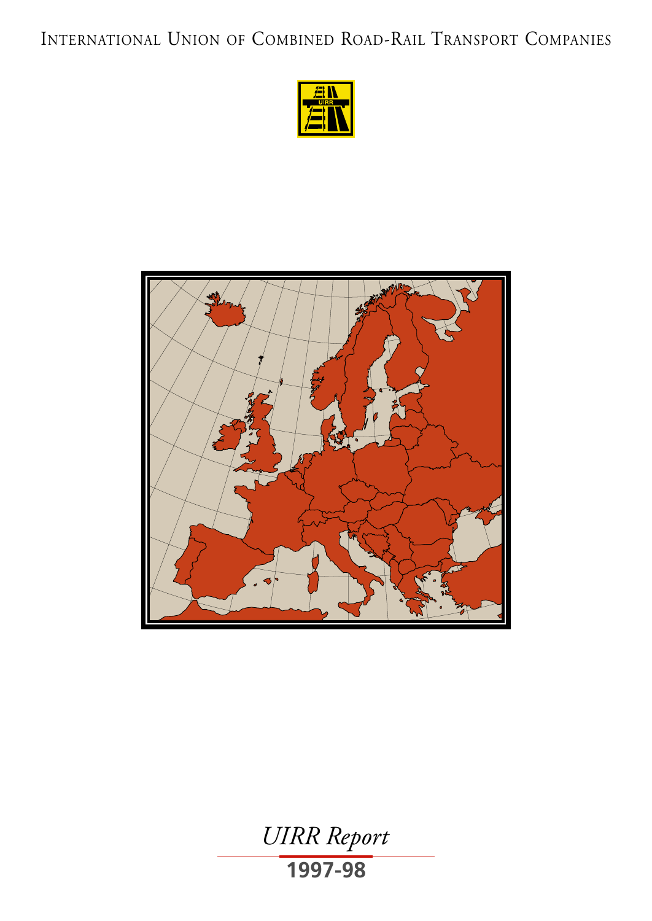INTERNATIONAL UNION OF COMBINED ROAD-RAIL TRANSPORT COMPANIES

UIRR

*UIRR Report*

**1997-98**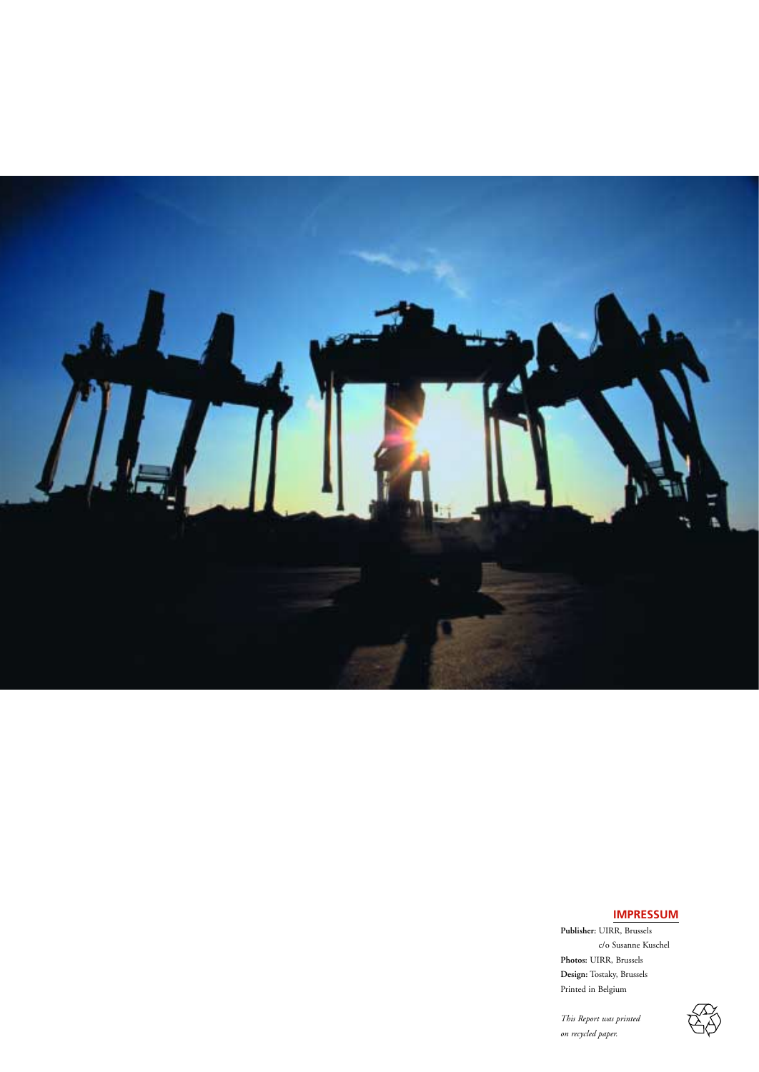## IMPRESSUM

**Publisher:** UIRR, Brussels
c/o Susanne Kuschel

**Photos:** UIRR, Brussels

**Design:** Tostaky, Brussels

Printed in Belgium

*This Report was printed on recycled paper.*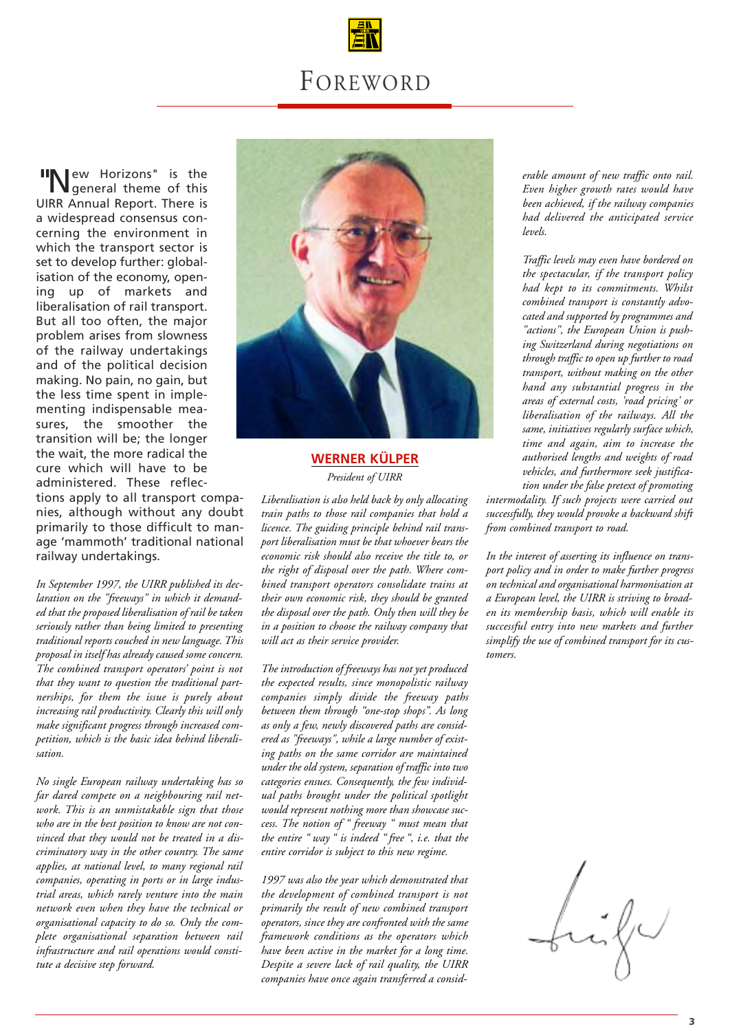# Foreword

"New Horizons" is the general theme of this UIRR Annual Report. There is a widespread consensus concerning the environment in which the transport sector is set to develop further: globalisation of the economy, opening up of markets and liberalisation of rail transport. But all too often, the major problem arises from slowness of the railway undertakings and of the political decision making. No pain, no gain, but the less time spent in implementing indispensable measures, the smoother the transition will be; the longer the wait, the more radical the cure which will have to be administered. These reflections apply to all transport companies, although without any doubt primarily to those difficult to manage 'mammoth' traditional national railway undertakings.

*In September 1997, the UIRR published its declaration on the "freeways" in which it demanded that the proposed liberalisation of rail be taken seriously rather than being limited to presenting traditional reports couched in new language. This proposal in itself has already caused some concern. The combined transport operators' point is not that they want to question the traditional partnerships, for them the issue is purely about increasing rail productivity. Clearly this will only make significant progress through increased competition, which is the basic idea behind liberalisation.*

*No single European railway undertaking has so far dared compete on a neighbouring rail network. This is an unmistakable sign that those who are in the best position to know are not convinced that they would not be treated in a discriminatory way in the other country. The same applies, at national level, to many regional rail companies, operating in ports or in large industrial areas, which rarely venture into the main network even when they have the technical or organisational capacity to do so. Only the complete organisational separation between rail infrastructure and rail operations would constitute a decisive step forward.*

**WERNER KÜLPER**

*President of UIRR*

*Liberalisation is also held back by only allocating train paths to those rail companies that hold a licence. The guiding principle behind rail transport liberalisation must be that whoever bears the economic risk should also receive the title to, or the right of disposal over the path. Where combined transport operators consolidate trains at their own economic risk, they should be granted the disposal over the path. Only then will they be in a position to choose the railway company that will act as their service provider.*

*The introduction of freeways has not yet produced the expected results, since monopolistic railway companies simply divide the freeway paths between them through "one-stop shops". As long as only a few, newly discovered paths are considered as "freeways", while a large number of existing paths on the same corridor are maintained under the old system, separation of traffic into two categories ensues. Consequently, the few individual paths brought under the political spotlight would represent nothing more than showcase success. The notion of " freeway " must mean that the entire " way " is indeed " free ", i.e. that the entire corridor is subject to this new regime.*

*1997 was also the year which demonstrated that the development of combined transport is not primarily the result of new combined transport operators, since they are confronted with the same framework conditions as the operators which have been active in the market for a long time. Despite a severe lack of rail quality, the UIRR companies have once again transferred a considerable amount of new traffic onto rail. Even higher growth rates would have been achieved, if the railway companies had delivered the anticipated service levels.*

*Traffic levels may even have bordered on the spectacular, if the transport policy had kept to its commitments. Whilst combined transport is constantly advocated and supported by programmes and "actions", the European Union is pushing Switzerland during negotiations on through traffic to open up further to road transport, without making on the other hand any substantial progress in the areas of external costs, 'road pricing' or liberalisation of the railways. All the same, initiatives regularly surface which, time and again, aim to increase the authorised lengths and weights of road vehicles, and furthermore seek justification under the false pretext of promoting intermodality. If such projects were carried out successfully, they would provoke a backward shift from combined transport to road.*

*In the interest of asserting its influence on transport policy and in order to make further progress on technical and organisational harmonisation at a European level, the UIRR is striving to broaden its membership basis, which will enable its successful entry into new markets and further simplify the use of combined transport for its customers.*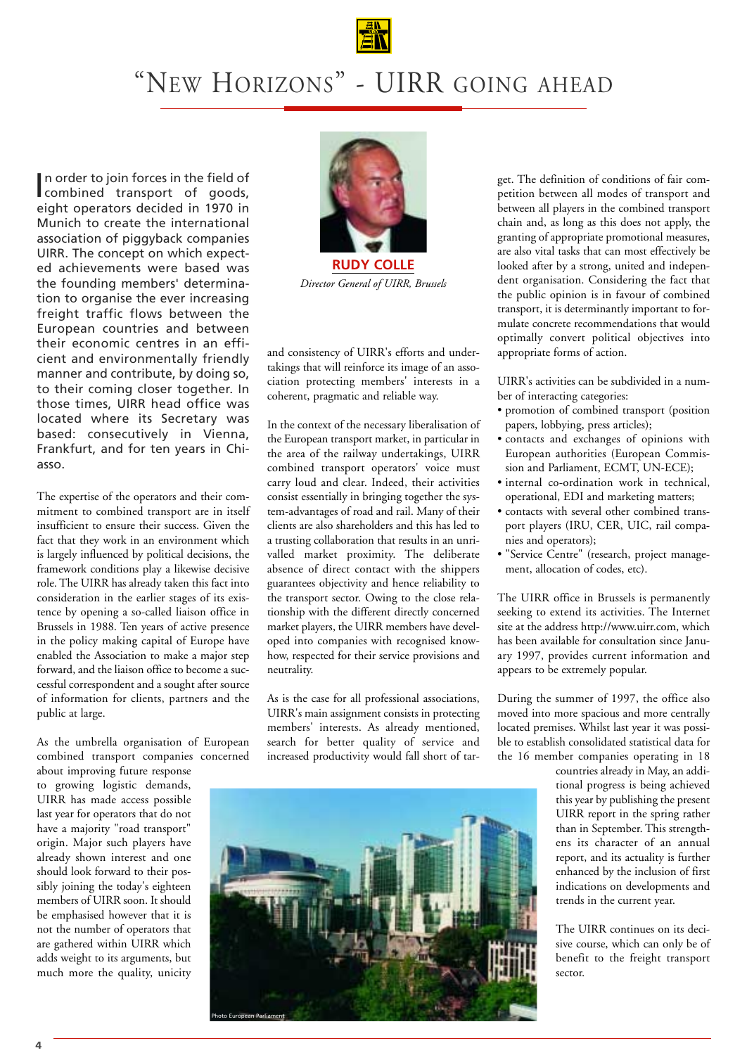# “New Horizons” - UIRR going ahead

**RUDY COLLE**

*Director General of UIRR, Brussels*

In order to join forces in the field of combined transport of goods, eight operators decided in 1970 in Munich to create the international association of piggyback companies UIRR. The concept on which expected achievements were based was the founding members' determination to organise the ever increasing freight traffic flows between the European countries and between their economic centres in an efficient and environmentally friendly manner and contribute, by doing so, to their coming closer together. In those times, UIRR head office was located where its Secretary was based: consecutively in Vienna, Frankfurt, and for ten years in Chiasso.

The expertise of the operators and their commitment to combined transport are in itself insufficient to ensure their success. Given the fact that they work in an environment which is largely influenced by political decisions, the framework conditions play a likewise decisive role. The UIRR has already taken this fact into consideration in the earlier stages of its existence by opening a so-called liaison office in Brussels in 1988. Ten years of active presence in the policy making capital of Europe have enabled the Association to make a major step forward, and the liaison office to become a successful correspondent and a sought after source of information for clients, partners and the public at large.

As the umbrella organisation of European combined transport companies concerned about improving future response to growing logistic demands, UIRR has made access possible last year for operators that do not have a majority "road transport" origin. Major such players have already shown interest and one should look forward to their possibly joining the today's eighteen members of UIRR soon. It should be emphasised however that it is not the number of operators that are gathered within UIRR which adds weight to its arguments, but much more the quality, unicity and consistency of UIRR's efforts and undertakings that will reinforce its image of an association protecting members' interests in a coherent, pragmatic and reliable way.

In the context of the necessary liberalisation of the European transport market, in particular in the area of the railway undertakings, UIRR combined transport operators' voice must carry loud and clear. Indeed, their activities consist essentially in bringing together the system-advantages of road and rail. Many of their clients are also shareholders and this has led to a trusting collaboration that results in an unrivalled market proximity. The deliberate absence of direct contact with the shippers guarantees objectivity and hence reliability to the transport sector. Owing to the close relationship with the different directly concerned market players, the UIRR members have developed into companies with recognised know-how, respected for their service provisions and neutrality.

As is the case for all professional associations, UIRR's main assignment consists in protecting members' interests. As already mentioned, search for better quality of service and increased productivity would fall short of target. The definition of conditions of fair competition between all modes of transport and between all players in the combined transport chain and, as long as this does not apply, the granting of appropriate promotional measures, are also vital tasks that can most effectively be looked after by a strong, united and independent organisation. Considering the fact that the public opinion is in favour of combined transport, it is determinantly important to formulate concrete recommendations that would optimally convert political objectives into appropriate forms of action.

UIRR's activities can be subdivided in a number of interacting categories:

- promotion of combined transport (position papers, lobbying, press articles);
- contacts and exchanges of opinions with European authorities (European Commission and Parliament, ECMT, UN-ECE);
- internal co-ordination work in technical, operational, EDI and marketing matters;
- contacts with several other combined transport players (IRU, CER, UIC, rail companies and operators);
- "Service Centre" (research, project management, allocation of codes, etc).

The UIRR office in Brussels is permanently seeking to extend its activities. The Internet site at the address http://www.uirr.com, which has been available for consultation since January 1997, provides current information and appears to be extremely popular.

During the summer of 1997, the office also moved into more spacious and more centrally located premises. Whilst last year it was possible to establish consolidated statistical data for the 16 member companies operating in 18 countries already in May, an additional progress is being achieved this year by publishing the present UIRR report in the spring rather than in September. This strengthens its character of an annual report, and its actuality is further enhanced by the inclusion of first indications on developments and trends in the current year.

The UIRR continues on its decisive course, which can only be of benefit to the freight transport sector.

Photo European Parliament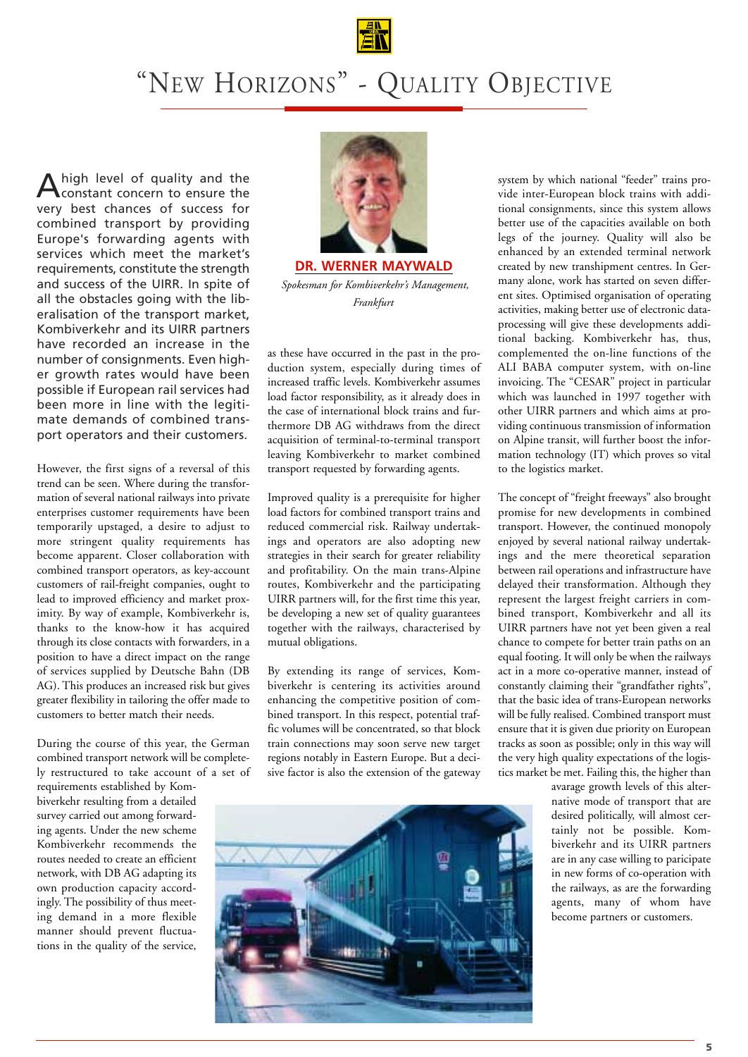# "New Horizons" - Quality Objective

**DR. WERNER MAYWALD**

*Spokesman for Kombiverkehr's Management, Frankfurt*

A high level of quality and the constant concern to ensure the very best chances of success for combined transport by providing Europe's forwarding agents with services which meet the market's requirements, constitute the strength and success of the UIRR. In spite of all the obstacles going with the liberalisation of the transport market, Kombiverkehr and its UIRR partners have recorded an increase in the number of consignments. Even higher growth rates would have been possible if European rail services had been more in line with the legitimate demands of combined transport operators and their customers.

However, the first signs of a reversal of this trend can be seen. Where during the transformation of several national railways into private enterprises customer requirements have been temporarily upstaged, a desire to adjust to more stringent quality requirements has become apparent. Closer collaboration with combined transport operators, as key-account customers of rail-freight companies, ought to lead to improved efficiency and market proximity. By way of example, Kombiverkehr is, thanks to the know-how it has acquired through its close contacts with forwarders, in a position to have a direct impact on the range of services supplied by Deutsche Bahn (DB AG). This produces an increased risk but gives greater flexibility in tailoring the offer made to customers to better match their needs.

During the course of this year, the German combined transport network will be completely restructured to take account of a set of requirements established by Kombiverkehr resulting from a detailed survey carried out among forwarding agents. Under the new scheme Kombiverkehr recommends the routes needed to create an efficient network, with DB AG adapting its own production capacity accordingly. The possibility of thus meeting demand in a more flexible manner should prevent fluctuations in the quality of the service, as these have occurred in the past in the production system, especially during times of increased traffic levels. Kombiverkehr assumes load factor responsibility, as it already does in the case of international block trains and furthermore DB AG withdraws from the direct acquisition of terminal-to-terminal transport leaving Kombiverkehr to market combined transport requested by forwarding agents.

Improved quality is a prerequisite for higher load factors for combined transport trains and reduced commercial risk. Railway undertakings and operators are also adopting new strategies in their search for greater reliability and profitability. On the main trans-Alpine routes, Kombiverkehr and the participating UIRR partners will, for the first time this year, be developing a new set of quality guarantees together with the railways, characterised by mutual obligations.

By extending its range of services, Kombiverkehr is centering its activities around enhancing the competitive position of combined transport. In this respect, potential traffic volumes will be concentrated, so that block train connections may soon serve new target regions notably in Eastern Europe. But a decisive factor is also the extension of the gateway system by which national "feeder" trains provide inter-European block trains with additional consignments, since this system allows better use of the capacities available on both legs of the journey. Quality will also be enhanced by an extended terminal network created by new transhipment centres. In Germany alone, work has started on seven different sites. Optimised organisation of operating activities, making better use of electronic data-processing will give these developments additional backing. Kombiverkehr has, thus, complemented the on-line functions of the ALI BABA computer system, with on-line invoicing. The "CESAR" project in particular which was launched in 1997 together with other UIRR partners and which aims at providing continuous transmission of information on Alpine transit, will further boost the information technology (IT) which proves so vital to the logistics market.

The concept of "freight freeways" also brought promise for new developments in combined transport. However, the continued monopoly enjoyed by several national railway undertakings and the mere theoretical separation between rail operations and infrastructure have delayed their transformation. Although they represent the largest freight carriers in combined transport, Kombiverkehr and all its UIRR partners have not yet been given a real chance to compete for better train paths on an equal footing. It will only be when the railways act in a more co-operative manner, instead of constantly claiming their "grandfather rights", that the basic idea of trans-European networks will be fully realised. Combined transport must ensure that it is given due priority on European tracks as soon as possible; only in this way will the very high quality expectations of the logistics market be met. Failing this, the higher than avarage growth levels of this alternative mode of transport that are desired politically, will almost certainly not be possible. Kombiverkehr and its UIRR partners are in any case willing to paricipate in new forms of co-operation with the railways, as are the forwarding agents, many of whom have become partners or customers.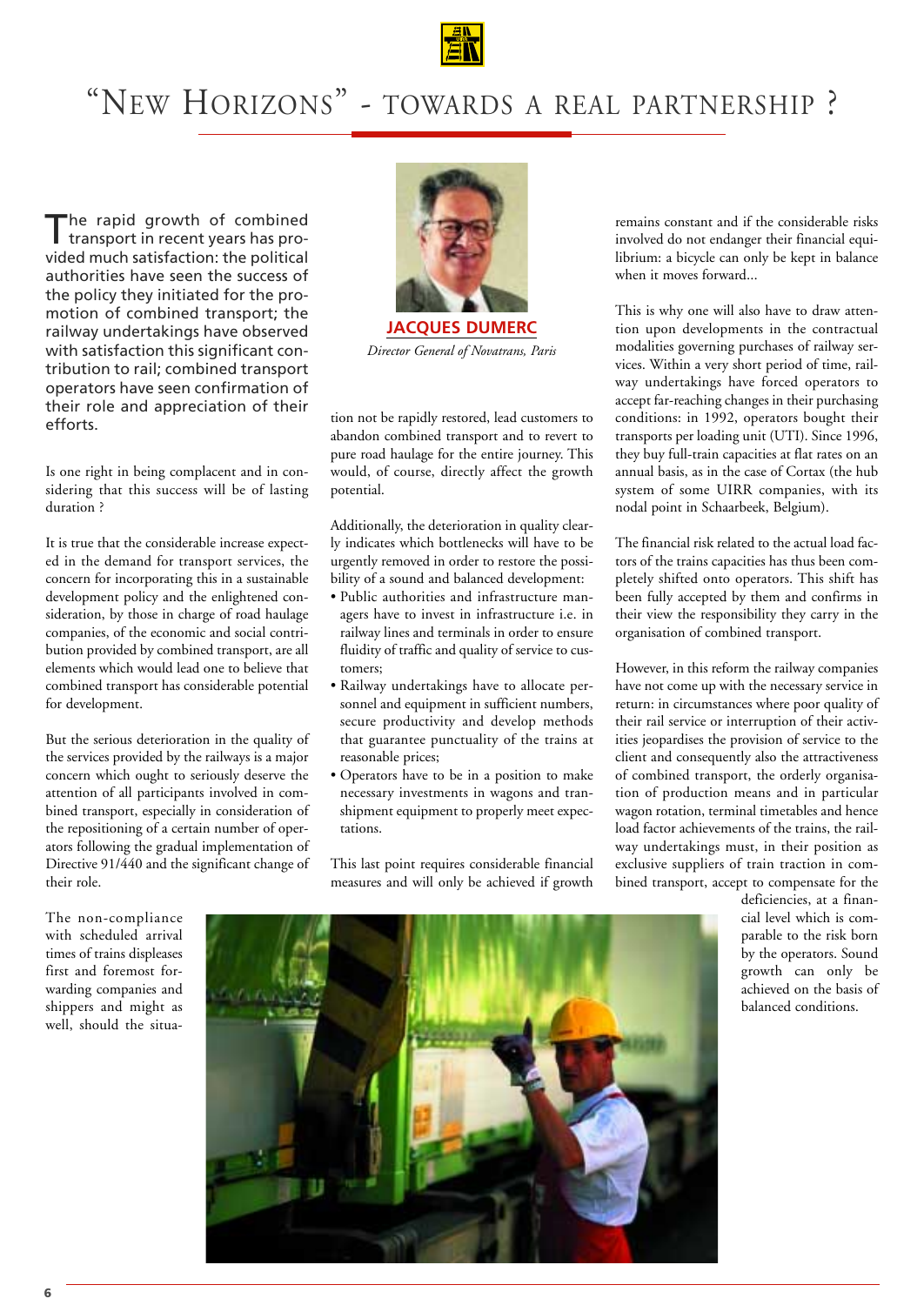# "New Horizons" - towards a real partnership ?

**JACQUES DUMERC**

*Director General of Novatrans, Paris*

The rapid growth of combined transport in recent years has provided much satisfaction: the political authorities have seen the success of the policy they initiated for the promotion of combined transport; the railway undertakings have observed with satisfaction this significant contribution to rail; combined transport operators have seen confirmation of their role and appreciation of their efforts.

Is one right in being complacent and in considering that this success will be of lasting duration ?

It is true that the considerable increase expected in the demand for transport services, the concern for incorporating this in a sustainable development policy and the enlightened consideration, by those in charge of road haulage companies, of the economic and social contribution provided by combined transport, are all elements which would lead one to believe that combined transport has considerable potential for development.

But the serious deterioration in the quality of the services provided by the railways is a major concern which ought to seriously deserve the attention of all participants involved in combined transport, especially in consideration of the repositioning of a certain number of operators following the gradual implementation of Directive 91/440 and the significant change of their role.

The non-compliance with scheduled arrival times of trains displeases first and foremost forwarding companies and shippers and might as well, should the situation not be rapidly restored, lead customers to abandon combined transport and to revert to pure road haulage for the entire journey. This would, of course, directly affect the growth potential.

Additionally, the deterioration in quality clearly indicates which bottlenecks will have to be urgently removed in order to restore the possibility of a sound and balanced development:

- Public authorities and infrastructure managers have to invest in infrastructure i.e. in railway lines and terminals in order to ensure fluidity of traffic and quality of service to customers;
- Railway undertakings have to allocate personnel and equipment in sufficient numbers, secure productivity and develop methods that guarantee punctuality of the trains at reasonable prices;
- Operators have to be in a position to make necessary investments in wagons and transhipment equipment to properly meet expectations.

This last point requires considerable financial measures and will only be achieved if growth remains constant and if the considerable risks involved do not endanger their financial equilibrium: a bicycle can only be kept in balance when it moves forward...

This is why one will also have to draw attention upon developments in the contractual modalities governing purchases of railway services. Within a very short period of time, railway undertakings have forced operators to accept far-reaching changes in their purchasing conditions: in 1992, operators bought their transports per loading unit (UTI). Since 1996, they buy full-train capacities at flat rates on an annual basis, as in the case of Cortax (the hub system of some UIRR companies, with its nodal point in Schaarbeek, Belgium).

The financial risk related to the actual load factors of the trains capacities has thus been completely shifted onto operators. This shift has been fully accepted by them and confirms in their view the responsibility they carry in the organisation of combined transport.

However, in this reform the railway companies have not come up with the necessary service in return: in circumstances where poor quality of their rail service or interruption of their activities jeopardises the provision of service to the client and consequently also the attractiveness of combined transport, the orderly organisation of production means and in particular wagon rotation, terminal timetables and hence load factor achievements of the trains, the railway undertakings must, in their position as exclusive suppliers of train traction in combined transport, accept to compensate for the deficiencies, at a financial level which is comparable to the risk born by the operators. Sound growth can only be achieved on the basis of balanced conditions.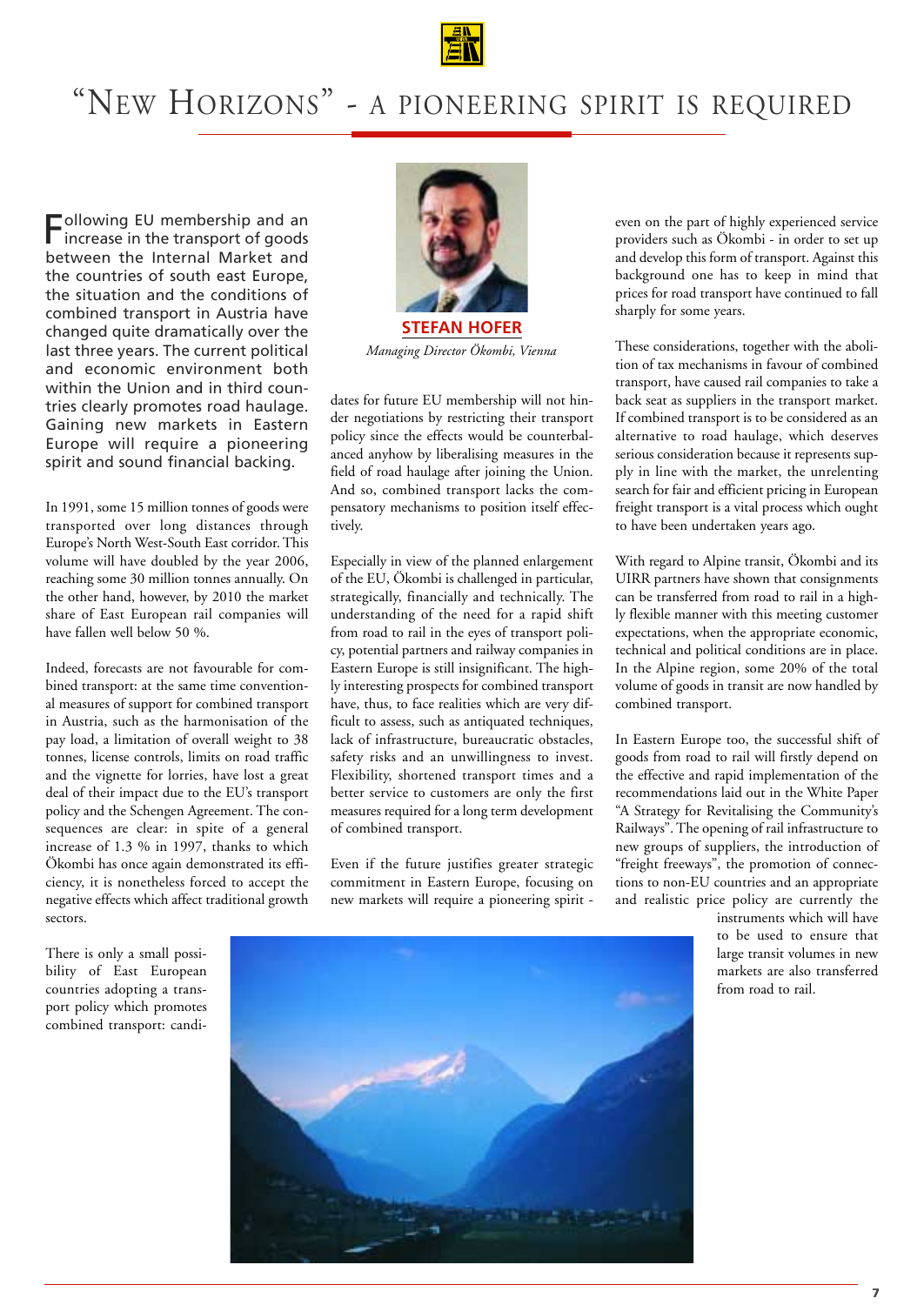# "New Horizons" - a pioneering spirit is required

**STEFAN HOFER**

*Managing Director Ökombi, Vienna*

Following EU membership and an increase in the transport of goods between the Internal Market and the countries of south east Europe, the situation and the conditions of combined transport in Austria have changed quite dramatically over the last three years. The current political and economic environment both within the Union and in third countries clearly promotes road haulage. Gaining new markets in Eastern Europe will require a pioneering spirit and sound financial backing.

In 1991, some 15 million tonnes of goods were transported over long distances through Europe's North West-South East corridor. This volume will have doubled by the year 2006, reaching some 30 million tonnes annually. On the other hand, however, by 2010 the market share of East European rail companies will have fallen well below 50 %.

Indeed, forecasts are not favourable for combined transport: at the same time conventional measures of support for combined transport in Austria, such as the harmonisation of the pay load, a limitation of overall weight to 38 tonnes, license controls, limits on road traffic and the vignette for lorries, have lost a great deal of their impact due to the EU's transport policy and the Schengen Agreement. The consequences are clear: in spite of a general increase of 1.3 % in 1997, thanks to which Ökombi has once again demonstrated its efficiency, it is nonetheless forced to accept the negative effects which affect traditional growth sectors.

There is only a small possibility of East European countries adopting a transport policy which promotes combined transport: candidates for future EU membership will not hinder negotiations by restricting their transport policy since the effects would be counterbalanced anyhow by liberalising measures in the field of road haulage after joining the Union. And so, combined transport lacks the compensatory mechanisms to position itself effectively.

Especially in view of the planned enlargement of the EU, Ökombi is challenged in particular, strategically, financially and technically. The understanding of the need for a rapid shift from road to rail in the eyes of transport policy, potential partners and railway companies in Eastern Europe is still insignificant. The highly interesting prospects for combined transport have, thus, to face realities which are very difficult to assess, such as antiquated techniques, lack of infrastructure, bureaucratic obstacles, safety risks and an unwillingness to invest. Flexibility, shortened transport times and a better service to customers are only the first measures required for a long term development of combined transport.

Even if the future justifies greater strategic commitment in Eastern Europe, focusing on new markets will require a pioneering spirit - even on the part of highly experienced service providers such as Ökombi - in order to set up and develop this form of transport. Against this background one has to keep in mind that prices for road transport have continued to fall sharply for some years.

These considerations, together with the abolition of tax mechanisms in favour of combined transport, have caused rail companies to take a back seat as suppliers in the transport market. If combined transport is to be considered as an alternative to road haulage, which deserves serious consideration because it represents supply in line with the market, the unrelenting search for fair and efficient pricing in European freight transport is a vital process which ought to have been undertaken years ago.

With regard to Alpine transit, Ökombi and its UIRR partners have shown that consignments can be transferred from road to rail in a highly flexible manner with this meeting customer expectations, when the appropriate economic, technical and political conditions are in place. In the Alpine region, some 20% of the total volume of goods in transit are now handled by combined transport.

In Eastern Europe too, the successful shift of goods from road to rail will firstly depend on the effective and rapid implementation of the recommendations laid out in the White Paper "A Strategy for Revitalising the Community's Railways". The opening of rail infrastructure to new groups of suppliers, the introduction of "freight freeways", the promotion of connections to non-EU countries and an appropriate and realistic price policy are currently the instruments which will have to be used to ensure that large transit volumes in new markets are also transferred from road to rail.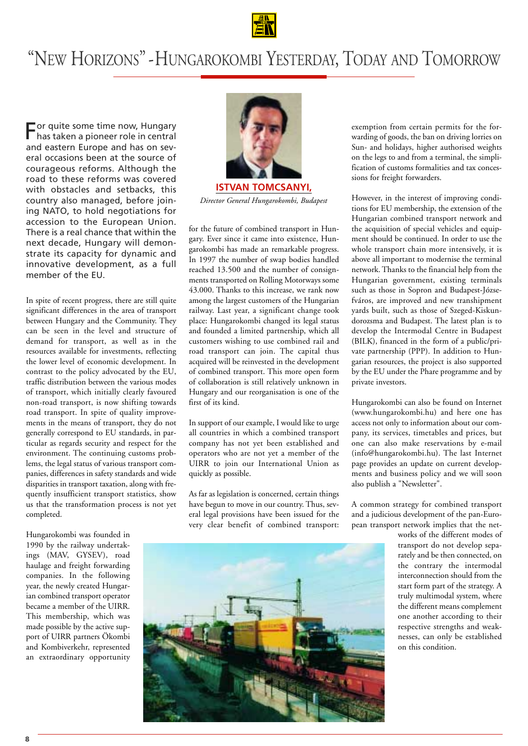# "NEW HORIZONS" - HUNGAROKOMBI YESTERDAY, TODAY AND TOMORROW

**ISTVAN TOMCSANYI,**

*Director General Hungarokombi, Budapest*

For quite some time now, Hungary has taken a pioneer role in central and eastern Europe and has on several occasions been at the source of courageous reforms. Although the road to these reforms was covered with obstacles and setbacks, this country also managed, before joining NATO, to hold negotiations for accession to the European Union. There is a real chance that within the next decade, Hungary will demonstrate its capacity for dynamic and innovative development, as a full member of the EU.

In spite of recent progress, there are still quite significant differences in the area of transport between Hungary and the Community. They can be seen in the level and structure of demand for transport, as well as in the resources available for investments, reflecting the lower level of economic development. In contrast to the policy advocated by the EU, traffic distribution between the various modes of transport, which initially clearly favoured non-road transport, is now shifting towards road transport. In spite of quality improvements in the means of transport, they do not generally correspond to EU standards, in particular as regards security and respect for the environment. The continuing customs problems, the legal status of various transport companies, differences in safety standards and wide disparities in transport taxation, along with frequently insufficient transport statistics, show us that the transformation process is not yet completed.

Hungarokombi was founded in 1990 by the railway undertakings (MAV, GYSEV), road haulage and freight forwarding companies. In the following year, the newly created Hungarian combined transport operator became a member of the UIRR. This membership, which was made possible by the active support of UIRR partners Ökombi and Kombiverkehr, represented an extraordinary opportunity for the future of combined transport in Hungary. Ever since it came into existence, Hungarokombi has made an remarkable progress. In 1997 the number of swap bodies handled reached 13.500 and the number of consignments transported on Rolling Motorways some 43.000. Thanks to this increase, we rank now among the largest customers of the Hungarian railway. Last year, a significant change took place: Hungarokombi changed its legal status and founded a limited partnership, which all customers wishing to use combined rail and road transport can join. The capital thus acquired will be reinvested in the development of combined transport. This more open form of collaboration is still relatively unknown in Hungary and our reorganisation is one of the first of its kind.

In support of our example, I would like to urge all countries in which a combined transport company has not yet been established and operators who are not yet a member of the UIRR to join our International Union as quickly as possible.

As far as legislation is concerned, certain things have begun to move in our country. Thus, several legal provisions have been issued for the very clear benefit of combined transport: exemption from certain permits for the forwarding of goods, the ban on driving lorries on Sun- and holidays, higher authorised weights on the legs to and from a terminal, the simplification of customs formalities and tax concessions for freight forwarders.

However, in the interest of improving conditions for EU membership, the extension of the Hungarian combined transport network and the acquisition of special vehicles and equipment should be continued. In order to use the whole transport chain more intensively, it is above all important to modernise the terminal network. Thanks to the financial help from the Hungarian government, existing terminals such as those in Sopron and Budapest-Józsefváros, are improved and new transhipment yards built, such as those of Szeged-Kiskundorozsma and Budapest. The latest plan is to develop the Intermodal Centre in Budapest (BILK), financed in the form of a public/private partnership (PPP). In addition to Hungarian resources, the project is also supported by the EU under the Phare programme and by private investors.

Hungarokombi can also be found on Internet (www.hungarokombi.hu) and here one has access not only to information about our company, its services, timetables and prices, but one can also make reservations by e-mail (info@hungarokombi.hu). The last Internet page provides an update on current developments and business policy and we will soon also publish a "Newsletter".

A common strategy for combined transport and a judicious development of the pan-European transport network implies that the networks of the different modes of transport do not develop separately and be then connected, on the contrary the intermodal interconnection should from the start form part of the strategy. A truly multimodal system, where the different means complement one another according to their respective strengths and weaknesses, can only be established on this condition.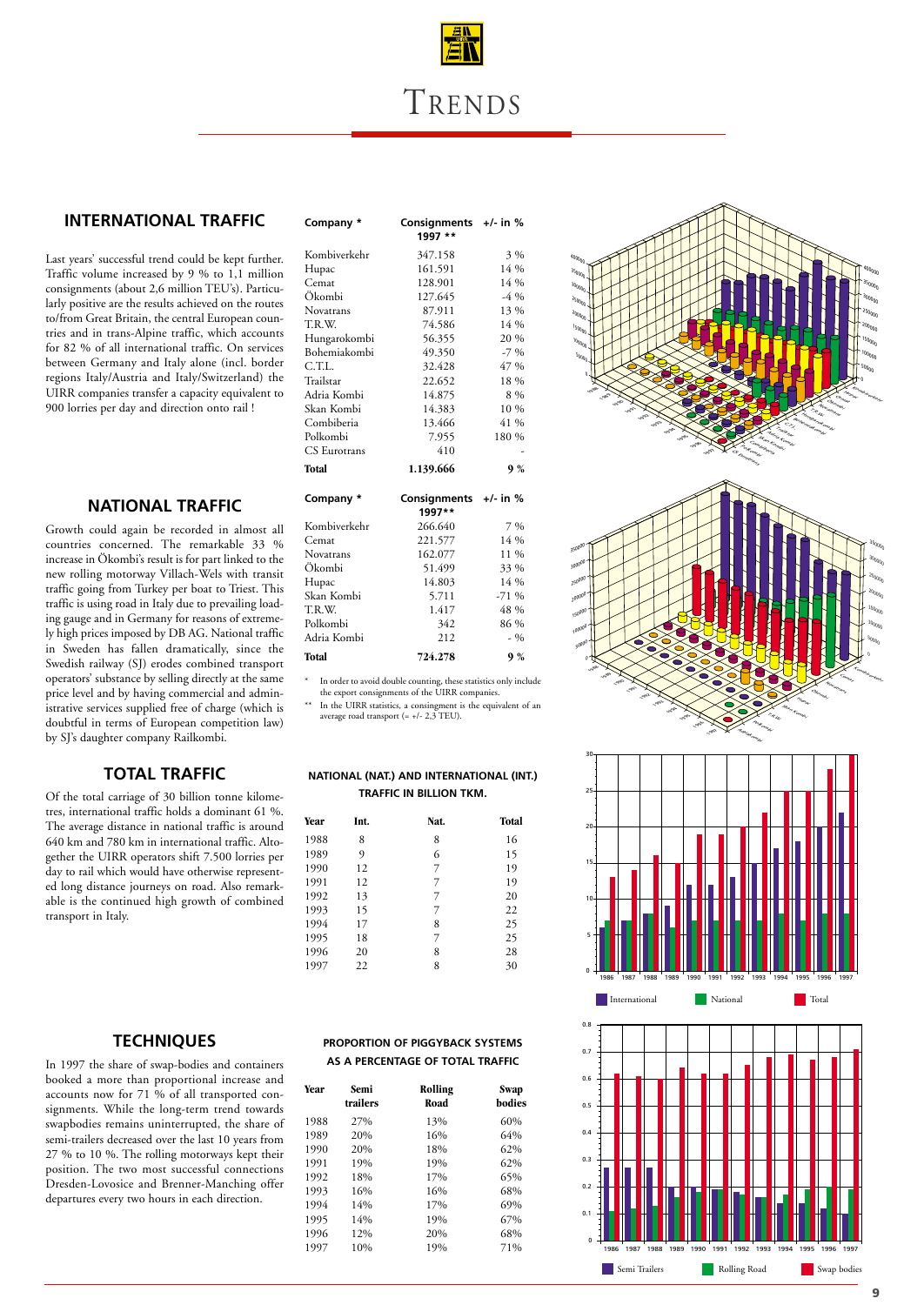# TRENDS

## INTERNATIONAL TRAFFIC

Last years' successful trend could be kept further. Traffic volume increased by 9 % to 1,1 million consignments (about 2,6 million TEU's). Particularly positive are the results achieved on the routes to/from Great Britain, the central European countries and in trans-Alpine traffic, which accounts for 82 % of all international traffic. On services between Germany and Italy alone (incl. border regions Italy/Austria and Italy/Switzerland) the UIRR companies transfer a capacity equivalent to 900 lorries per day and direction onto rail !

| Company * | Consignments 1997 ** | +/- in % |
|---|---|---|
| Kombiverkehr | 347.158 | 3 % |
| Hupac | 161.591 | 14 % |
| Cemat | 128.901 | 14 % |
| Ökombi | 127.645 | -4 % |
| Novatrans | 87.911 | 13 % |
| T.R.W. | 74.586 | 14 % |
| Hungarokombi | 56.355 | 20 % |
| Bohemiakombi | 49.350 | -7 % |
| C.T.L. | 32.428 | 47 % |
| Trailstar | 22.652 | 18 % |
| Adria Kombi | 14.875 | 8 % |
| Skan Kombi | 14.383 | 10 % |
| Combiberia | 13.466 | 41 % |
| Polkombi | 7.955 | 180 % |
| CS Eurotrans | 410 | - |
| **Total** | **1.139.666** | **9 %** |

## NATIONAL TRAFFIC

Growth could again be recorded in almost all countries concerned. The remarkable 33 % increase in Ökombi's result is for part linked to the new rolling motorway Villach-Wels with transit traffic going from Turkey per boat to Triest. This traffic is using road in Italy due to prevailing loading gauge and in Germany for reasons of extremely high prices imposed by DB AG. National traffic in Sweden has fallen dramatically, since the Swedish railway (SJ) erodes combined transport operators' substance by selling directly at the same price level and by having commercial and administrative services supplied free of charge (which is doubtful in terms of European competition law) by SJ's daughter company Railkombi.

| Company * | Consignments 1997** | +/- in % |
|---|---|---|
| Kombiverkehr | 266.640 | 7 % |
| Cemat | 221.577 | 14 % |
| Novatrans | 162.077 | 11 % |
| Ökombi | 51.499 | 33 % |
| Hupac | 14.803 | 14 % |
| Skan Kombi | 5.711 | -71 % |
| T.R.W. | 1.417 | 48 % |
| Polkombi | 342 | 86 % |
| Adria Kombi | 212 | - % |
| **Total** | **724.278** | **9 %** |

\* In order to avoid double counting, these statistics only include the export consignments of the UIRR companies.

\*\* In the UIRR statistics, a consignment is the equivalent of an average road transport (= +/- 2,3 TEU).

## TOTAL TRAFFIC

Of the total carriage of 30 billion tonne kilometres, international traffic holds a dominant 61 %. The average distance in national traffic is around 640 km and 780 km in international traffic. Altogether the UIRR operators shift 7.500 lorries per day to rail which would have otherwise represented long distance journeys on road. Also remarkable is the continued high growth of combined transport in Italy.

**NATIONAL (NAT.) AND INTERNATIONAL (INT.) TRAFFIC IN BILLION TKM.**

| Year | Int. | Nat. | Total |
|---|---|---|---|
| 1988 | 8 | 8 | 16 |
| 1989 | 9 | 6 | 15 |
| 1990 | 12 | 7 | 19 |
| 1991 | 12 | 7 | 19 |
| 1992 | 13 | 7 | 20 |
| 1993 | 15 | 7 | 22 |
| 1994 | 17 | 8 | 25 |
| 1995 | 18 | 7 | 25 |
| 1996 | 20 | 8 | 28 |
| 1997 | 22 | 8 | 30 |

International National Total

## TECHNIQUES

In 1997 the share of swap-bodies and containers booked a more than proportional increase and accounts now for 71 % of all transported consignments. While the long-term trend towards swapbodies remains uninterrupted, the share of semi-trailers decreased over the last 10 years from 27 % to 10 %. The rolling motorways kept their position. The two most successful connections Dresden-Lovosice and Brenner-Manching offer departures every two hours in each direction.

**PROPORTION OF PIGGYBACK SYSTEMS AS A PERCENTAGE OF TOTAL TRAFFIC**

| Year | Semi trailers | Rolling Road | Swap bodies |
|---|---|---|---|
| 1988 | 27% | 13% | 60% |
| 1989 | 20% | 16% | 64% |
| 1990 | 20% | 18% | 62% |
| 1991 | 19% | 19% | 62% |
| 1992 | 18% | 17% | 65% |
| 1993 | 16% | 16% | 68% |
| 1994 | 14% | 17% | 69% |
| 1995 | 14% | 19% | 67% |
| 1996 | 12% | 20% | 68% |
| 1997 | 10% | 19% | 71% |

Semi Trailers Rolling Road Swap bodies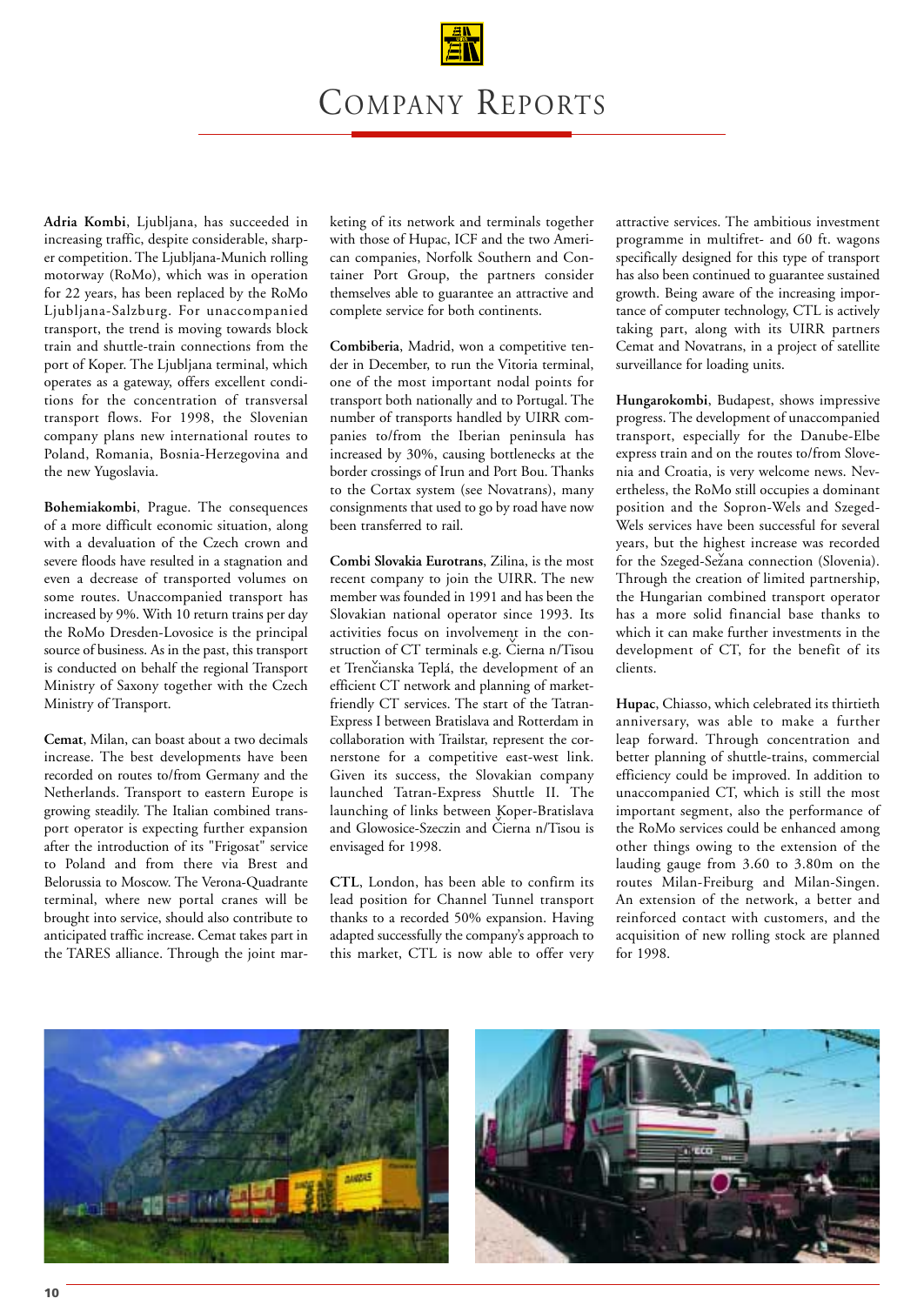# Company Reports

**Adria Kombi**, Ljubljana, has succeeded in increasing traffic, despite considerable, sharper competition. The Ljubljana-Munich rolling motorway (RoMo), which was in operation for 22 years, has been replaced by the RoMo Ljubljana-Salzburg. For unaccompanied transport, the trend is moving towards block train and shuttle-train connections from the port of Koper. The Ljubljana terminal, which operates as a gateway, offers excellent conditions for the concentration of transversal transport flows. For 1998, the Slovenian company plans new international routes to Poland, Romania, Bosnia-Herzegovina and the new Yugoslavia.

**Bohemiakombi**, Prague. The consequences of a more difficult economic situation, along with a devaluation of the Czech crown and severe floods have resulted in a stagnation and even a decrease of transported volumes on some routes. Unaccompanied transport has increased by 9%. With 10 return trains per day the RoMo Dresden-Lovosice is the principal source of business. As in the past, this transport is conducted on behalf the regional Transport Ministry of Saxony together with the Czech Ministry of Transport.

**Cemat**, Milan, can boast about a two decimals increase. The best developments have been recorded on routes to/from Germany and the Netherlands. Transport to eastern Europe is growing steadily. The Italian combined transport operator is expecting further expansion after the introduction of its "Frigosat" service to Poland and from there via Brest and Belorussia to Moscow. The Verona-Quadrante terminal, where new portal cranes will be brought into service, should also contribute to anticipated traffic increase. Cemat takes part in the TARES alliance. Through the joint marketing of its network and terminals together with those of Hupac, ICF and the two American companies, Norfolk Southern and Container Port Group, the partners consider themselves able to guarantee an attractive and complete service for both continents.

**Combiberia**, Madrid, won a competitive tender in December, to run the Vitoria terminal, one of the most important nodal points for transport both nationally and to Portugal. The number of transports handled by UIRR companies to/from the Iberian peninsula has increased by 30%, causing bottlenecks at the border crossings of Irun and Port Bou. Thanks to the Cortax system (see Novatrans), many consignments that used to go by road have now been transferred to rail.

**Combi Slovakia Eurotrans**, Zilina, is the most recent company to join the UIRR. The new member was founded in 1991 and has been the Slovakian national operator since 1993. Its activities focus on involvement in the construction of CT terminals e.g. Čierna n/Tisou et Trenčianska Teplá, the development of an efficient CT network and planning of market-friendly CT services. The start of the Tatran-Express I between Bratislava and Rotterdam in collaboration with Trailstar, represent the cornerstone for a competitive east-west link. Given its success, the Slovakian company launched Tatran-Express Shuttle II. The launching of links between Koper-Bratislava and Glowosice-Szeczin and Čierna n/Tisou is envisaged for 1998.

**CTL**, London, has been able to confirm its lead position for Channel Tunnel transport thanks to a recorded 50% expansion. Having adapted successfully the company's approach to this market, CTL is now able to offer very attractive services. The ambitious investment programme in multifret- and 60 ft. wagons specifically designed for this type of transport has also been continued to guarantee sustained growth. Being aware of the increasing importance of computer technology, CTL is actively taking part, along with its UIRR partners Cemat and Novatrans, in a project of satellite surveillance for loading units.

**Hungarokombi**, Budapest, shows impressive progress. The development of unaccompanied transport, especially for the Danube-Elbe express train and on the routes to/from Slovenia and Croatia, is very welcome news. Nevertheless, the RoMo still occupies a dominant position and the Sopron-Wels and Szeged-Wels services have been successful for several years, but the highest increase was recorded for the Szeged-Sežana connection (Slovenia). Through the creation of limited partnership, the Hungarian combined transport operator has a more solid financial base thanks to which it can make further investments in the development of CT, for the benefit of its clients.

**Hupac**, Chiasso, which celebrated its thirtieth anniversary, was able to make a further leap forward. Through concentration and better planning of shuttle-trains, commercial efficiency could be improved. In addition to unaccompanied CT, which is still the most important segment, also the performance of the RoMo services could be enhanced among other things owing to the extension of the lauding gauge from 3.60 to 3.80m on the routes Milan-Freiburg and Milan-Singen. An extension of the network, a better and reinforced contact with customers, and the acquisition of new rolling stock are planned for 1998.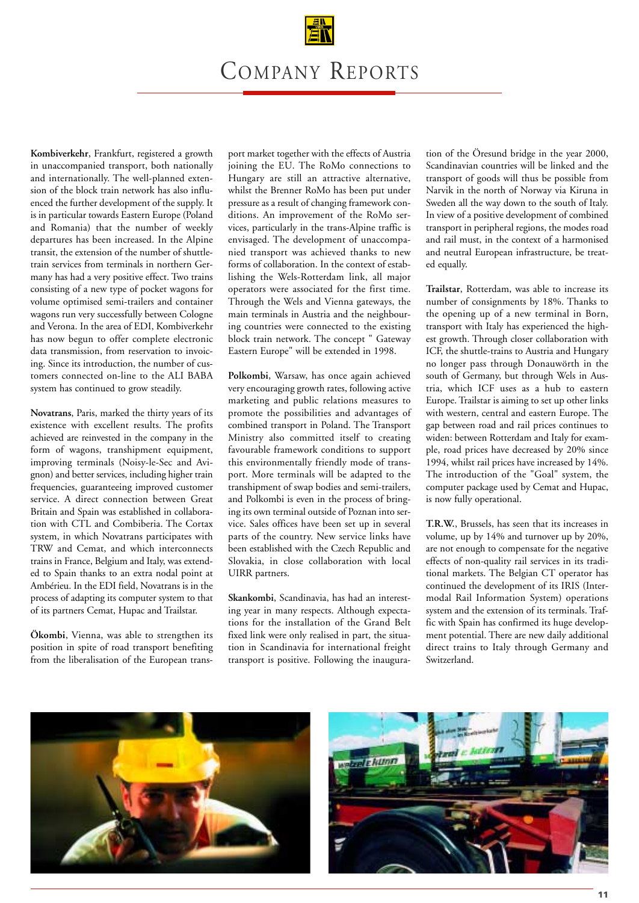# Company Reports

**Kombiverkehr**, Frankfurt, registered a growth in unaccompanied transport, both nationally and internationally. The well-planned extension of the block train network has also influenced the further development of the supply. It is in particular towards Eastern Europe (Poland and Romania) that the number of weekly departures has been increased. In the Alpine transit, the extension of the number of shuttle-train services from terminals in northern Germany has had a very positive effect. Two trains consisting of a new type of pocket wagons for volume optimised semi-trailers and container wagons run very successfully between Cologne and Verona. In the area of EDI, Kombiverkehr has now begun to offer complete electronic data transmission, from reservation to invoicing. Since its introduction, the number of customers connected on-line to the ALI BABA system has continued to grow steadily.

**Novatrans**, Paris, marked the thirty years of its existence with excellent results. The profits achieved are reinvested in the company in the form of wagons, transhipment equipment, improving terminals (Noisy-le-Sec and Avignon) and better services, including higher train frequencies, guaranteeing improved customer service. A direct connection between Great Britain and Spain was established in collaboration with CTL and Combiberia. The Cortax system, in which Novatrans participates with TRW and Cemat, and which interconnects trains in France, Belgium and Italy, was extended to Spain thanks to an extra nodal point at Ambérieu. In the EDI field, Novatrans is in the process of adapting its computer system to that of its partners Cemat, Hupac and Trailstar.

**Ökombi**, Vienna, was able to strengthen its position in spite of road transport benefiting from the liberalisation of the European transport market together with the effects of Austria joining the EU. The RoMo connections to Hungary are still an attractive alternative, whilst the Brenner RoMo has been put under pressure as a result of changing framework conditions. An improvement of the RoMo services, particularly in the trans-Alpine traffic is envisaged. The development of unaccompanied transport was achieved thanks to new forms of collaboration. In the context of establishing the Wels-Rotterdam link, all major operators were associated for the first time. Through the Wels and Vienna gateways, the main terminals in Austria and the neighbouring countries were connected to the existing block train network. The concept " Gateway Eastern Europe" will be extended in 1998.

**Polkombi**, Warsaw, has once again achieved very encouraging growth rates, following active marketing and public relations measures to promote the possibilities and advantages of combined transport in Poland. The Transport Ministry also committed itself to creating favourable framework conditions to support this environmentally friendly mode of transport. More terminals will be adapted to the transhipment of swap bodies and semi-trailers, and Polkombi is even in the process of bringing its own terminal outside of Poznan into service. Sales offices have been set up in several parts of the country. New service links have been established with the Czech Republic and Slovakia, in close collaboration with local UIRR partners.

**Skankombi**, Scandinavia, has had an interesting year in many respects. Although expectations for the installation of the Grand Belt fixed link were only realised in part, the situation in Scandinavia for international freight transport is positive. Following the inauguration of the Öresund bridge in the year 2000, Scandinavian countries will be linked and the transport of goods will thus be possible from Narvik in the north of Norway via Kiruna in Sweden all the way down to the south of Italy. In view of a positive development of combined transport in peripheral regions, the modes road and rail must, in the context of a harmonised and neutral European infrastructure, be treated equally.

**Trailstar**, Rotterdam, was able to increase its number of consignments by 18%. Thanks to the opening up of a new terminal in Born, transport with Italy has experienced the highest growth. Through closer collaboration with ICF, the shuttle-trains to Austria and Hungary no longer pass through Donauwörth in the south of Germany, but through Wels in Austria, which ICF uses as a hub to eastern Europe. Trailstar is aiming to set up other links with western, central and eastern Europe. The gap between road and rail prices continues to widen: between Rotterdam and Italy for example, road prices have decreased by 20% since 1994, whilst rail prices have increased by 14%. The introduction of the "Goal" system, the computer package used by Cemat and Hupac, is now fully operational.

**T.R.W.**, Brussels, has seen that its increases in volume, up by 14% and turnover up by 20%, are not enough to compensate for the negative effects of non-quality rail services in its traditional markets. The Belgian CT operator has continued the development of its IRIS (Intermodal Rail Information System) operations system and the extension of its terminals. Traffic with Spain has confirmed its huge development potential. There are new daily additional direct trains to Italy through Germany and Switzerland.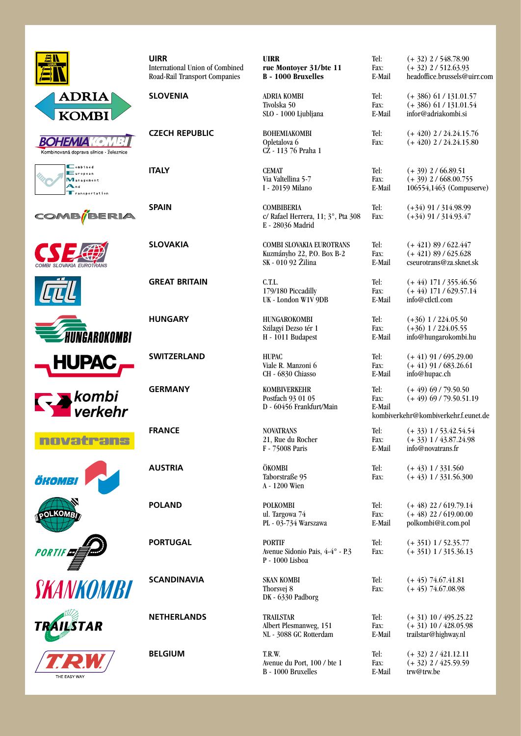| | | | |
|---|---|---|---|
| **UIRR**<br>International Union of Combined Road-Rail Transport Companies | **UIRR**<br>**rue Montoyer 31/bte 11**<br>**B - 1000 Bruxelles** | Tel:<br>Fax:<br>E-Mail | (+ 32) 2 / 548.78.90<br>(+ 32) 2 / 512.63.93<br>headoffice.brussels@uirr.com |
| **SLOVENIA** | ADRIA KOMBI<br>Tivolska 50<br>SLO - 1000 Ljubljana | Tel:<br>Fax:<br>E-Mail | (+ 386) 61 / 131.01.57<br>(+ 386) 61 / 131.01.54<br>infor@adriakombi.si |
| **CZECH REPUBLIC** | BOHEMIAKOMBI<br>Opletalova 6<br>CZ - 113 76 Praha 1 | Tel:<br>Fax: | (+ 420) 2 / 24.24.15.76<br>(+ 420) 2 / 24.24.15.80 |
| **ITALY** | CEMAT<br>Via Valtellina 5-7<br>I - 20159 Milano | Tel:<br>Fax:<br>E-Mail | (+ 39) 2 / 66.89.51<br>(+ 39) 2 / 668.00.755<br>106554,1463 (Compuserve) |
| **SPAIN** | COMBIBERIA<br>c/ Rafael Herrera, 11; 3°, Pta 308<br>E - 28036 Madrid | Tel:<br>Fax: | (+34) 91 / 314.98.99<br>(+34) 91 / 314.93.47 |
| **SLOVAKIA** | COMBI SLOVAKIA EUROTRANS<br>Kuzmányho 22, P.O. Box B-2<br>SK - 010 92 Žilina | Tel:<br>Fax:<br>E-Mail | (+ 421) 89 / 622.447<br>(+ 421) 89 / 625.628<br>cseurotrans@za.sknet.sk |
| **GREAT BRITAIN** | C.T.L.<br>179/180 Piccadilly<br>UK - London W1V 9DB | Tel:<br>Fax:<br>E-Mail | (+ 44) 171 / 355.46.56<br>(+ 44) 171 / 629.57.14<br>info@ctlctl.com |
| **HUNGARY** | HUNGAROKOMBI<br>Szilagyi Dezso tér 1<br>H - 1011 Budapest | Tel:<br>Fax:<br>E-Mail | (+36) 1 / 224.05.50<br>(+36) 1 / 224.05.55<br>info@hungarokombi.hu |
| **SWITZERLAND** | HUPAC<br>Viale R. Manzoni 6<br>CH - 6830 Chiasso | Tel:<br>Fax:<br>E-Mail | (+ 41) 91 / 695.29.00<br>(+ 41) 91 / 683.26.61<br>info@hupac.ch |
| **GERMANY** | KOMBIVERKEHR<br>Postfach 93 01 05<br>D - 60456 Frankfurt/Main | Tel:<br>Fax:<br>E-Mail | (+ 49) 69 / 79.50.50<br>(+ 49) 69 / 79.50.51.19<br>kombiverkehr@kombiverkehr.f.eunet.de |
| **FRANCE** | NOVATRANS<br>21, Rue du Rocher<br>F - 75008 Paris | Tel:<br>Fax:<br>E-Mail | (+ 33) 1 / 53.42.54.54<br>(+ 33) 1 / 43.87.24.98<br>info@novatrans.fr |
| **AUSTRIA** | ÖKOMBI<br>Taborstraße 95<br>A - 1200 Wien | Tel:<br>Fax: | (+ 43) 1 / 331.560<br>(+ 43) 1 / 331.56.300 |
| **POLAND** | POLKOMBI<br>ul. Targowa 74<br>PL - 03-734 Warszawa | Tel:<br>Fax:<br>E-Mail | (+ 48) 22 / 619.79.14<br>(+ 48) 22 / 619.00.00<br>polkombi@it.com.pol |
| **PORTUGAL** | PORTIF<br>Avenue Sidonio Pais, 4-4° - P.3<br>P - 1000 Lisboa | Tel:<br>Fax: | (+ 351) 1 / 52.35.77<br>(+ 351) 1 / 315.36.13 |
| **SCANDINAVIA** | SKAN KOMBI<br>Thorsvej 8<br>DK - 6330 Padborg | Tel:<br>Fax: | (+ 45) 74.67.41.81<br>(+ 45) 74.67.08.98 |
| **NETHERLANDS** | TRAILSTAR<br>Albert Plesmanweg, 151<br>NL - 3088 GC Rotterdam | Tel:<br>Fax:<br>E-Mail | (+ 31) 10 / 495.25.22<br>(+ 31) 10 / 428.05.98<br>trailstar@highway.nl |
| **BELGIUM** | T.R.W.<br>Avenue du Port, 100 / bte 1<br>B - 1000 Bruxelles | Tel:<br>Fax:<br>E-Mail | (+ 32) 2 / 421.12.11<br>(+ 32) 2 / 425.59.59<br>trw@trw.be |